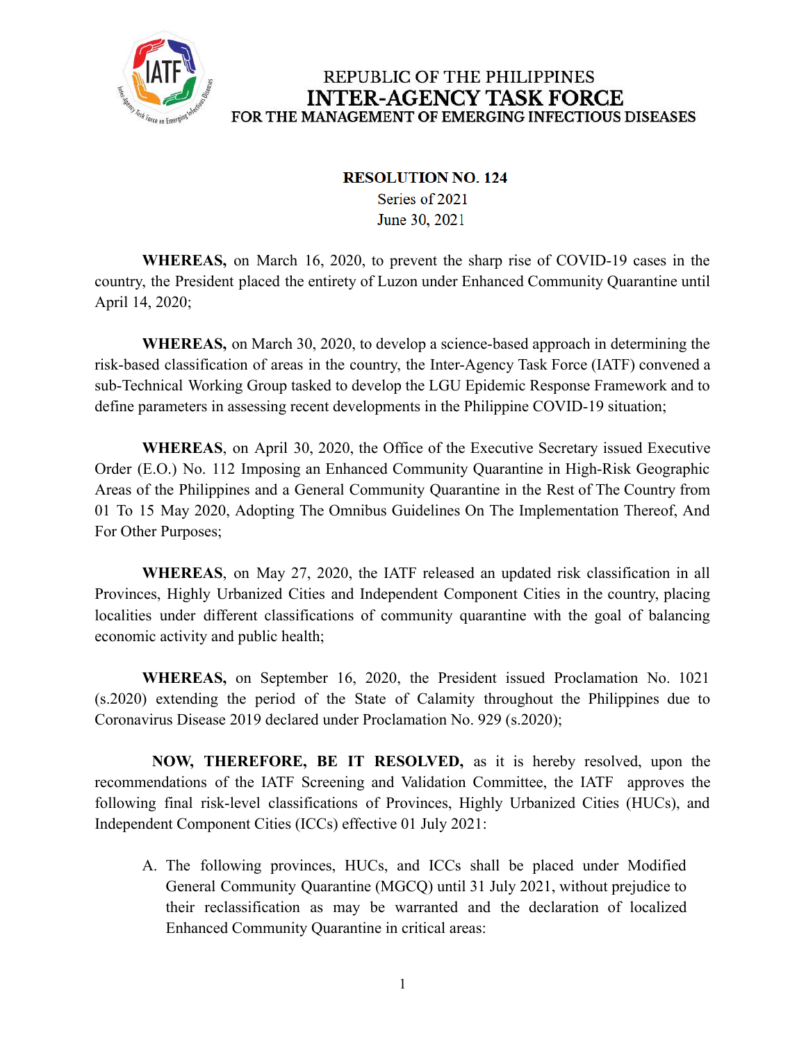REPUBLIC OF THE PHILIPPINES
**INTER-AGENCY TASK FORCE**
FOR THE MANAGEMENT OF EMERGING INFECTIOUS DISEASES

**RESOLUTION NO. 124**
Series of 2021
June 30, 2021

**WHEREAS,** on March 16, 2020, to prevent the sharp rise of COVID-19 cases in the country, the President placed the entirety of Luzon under Enhanced Community Quarantine until April 14, 2020;

**WHEREAS,** on March 30, 2020, to develop a science-based approach in determining the risk-based classification of areas in the country, the Inter-Agency Task Force (IATF) convened a sub-Technical Working Group tasked to develop the LGU Epidemic Response Framework and to define parameters in assessing recent developments in the Philippine COVID-19 situation;

**WHEREAS**, on April 30, 2020, the Office of the Executive Secretary issued Executive Order (E.O.) No. 112 Imposing an Enhanced Community Quarantine in High-Risk Geographic Areas of the Philippines and a General Community Quarantine in the Rest of The Country from 01 To 15 May 2020, Adopting The Omnibus Guidelines On The Implementation Thereof, And For Other Purposes;

**WHEREAS**, on May 27, 2020, the IATF released an updated risk classification in all Provinces, Highly Urbanized Cities and Independent Component Cities in the country, placing localities under different classifications of community quarantine with the goal of balancing economic activity and public health;

**WHEREAS,** on September 16, 2020, the President issued Proclamation No. 1021 (s.2020) extending the period of the State of Calamity throughout the Philippines due to Coronavirus Disease 2019 declared under Proclamation No. 929 (s.2020);

**NOW, THEREFORE, BE IT RESOLVED,** as it is hereby resolved, upon the recommendations of the IATF Screening and Validation Committee, the IATF approves the following final risk-level classifications of Provinces, Highly Urbanized Cities (HUCs), and Independent Component Cities (ICCs) effective 01 July 2021:

A. The following provinces, HUCs, and ICCs shall be placed under Modified General Community Quarantine (MGCQ) until 31 July 2021, without prejudice to their reclassification as may be warranted and the declaration of localized Enhanced Community Quarantine in critical areas: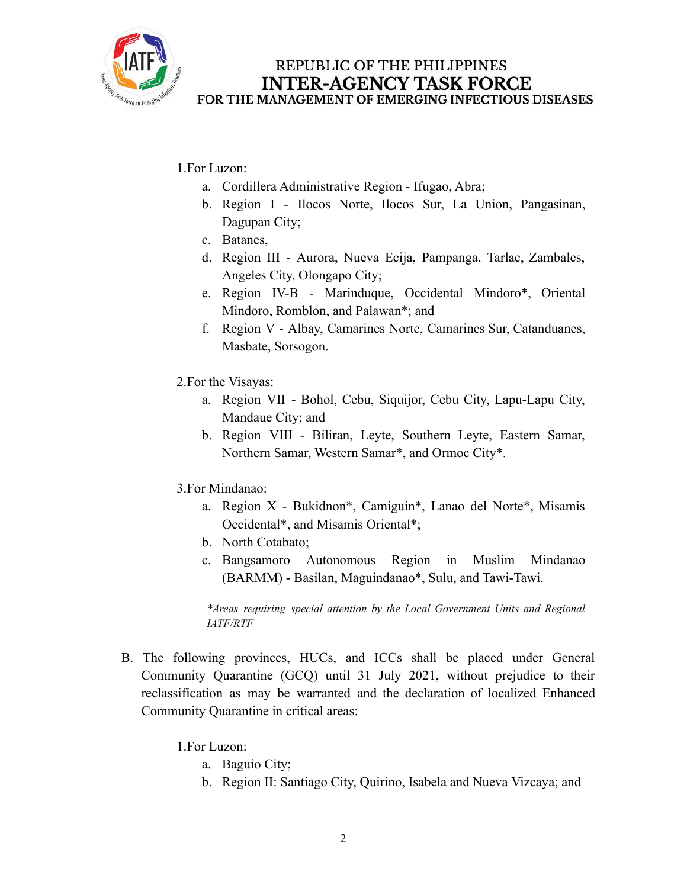1. For Luzon:
    a. Cordillera Administrative Region - Ifugao, Abra;
    b. Region I - Ilocos Norte, Ilocos Sur, La Union, Pangasinan, Dagupan City;
    c. Batanes,
    d. Region III - Aurora, Nueva Ecija, Pampanga, Tarlac, Zambales, Angeles City, Olongapo City;
    e. Region IV-B - Marinduque, Occidental Mindoro*, Oriental Mindoro, Romblon, and Palawan*; and
    f. Region V - Albay, Camarines Norte, Camarines Sur, Catanduanes, Masbate, Sorsogon.

2. For the Visayas:
    a. Region VII - Bohol, Cebu, Siquijor, Cebu City, Lapu-Lapu City, Mandaue City; and
    b. Region VIII - Biliran, Leyte, Southern Leyte, Eastern Samar, Northern Samar, Western Samar*, and Ormoc City*.

3. For Mindanao:
    a. Region X - Bukidnon*, Camiguin*, Lanao del Norte*, Misamis Occidental*, and Misamis Oriental*;
    b. North Cotabato;
    c. Bangsamoro Autonomous Region in Muslim Mindanao (BARMM) - Basilan, Maguindanao*, Sulu, and Tawi-Tawi.

*\*Areas requiring special attention by the Local Government Units and Regional IATF/RTF*

B. The following provinces, HUCs, and ICCs shall be placed under General Community Quarantine (GCQ) until 31 July 2021, without prejudice to their reclassification as may be warranted and the declaration of localized Enhanced Community Quarantine in critical areas:

1. For Luzon:
    a. Baguio City;
    b. Region II: Santiago City, Quirino, Isabela and Nueva Vizcaya; and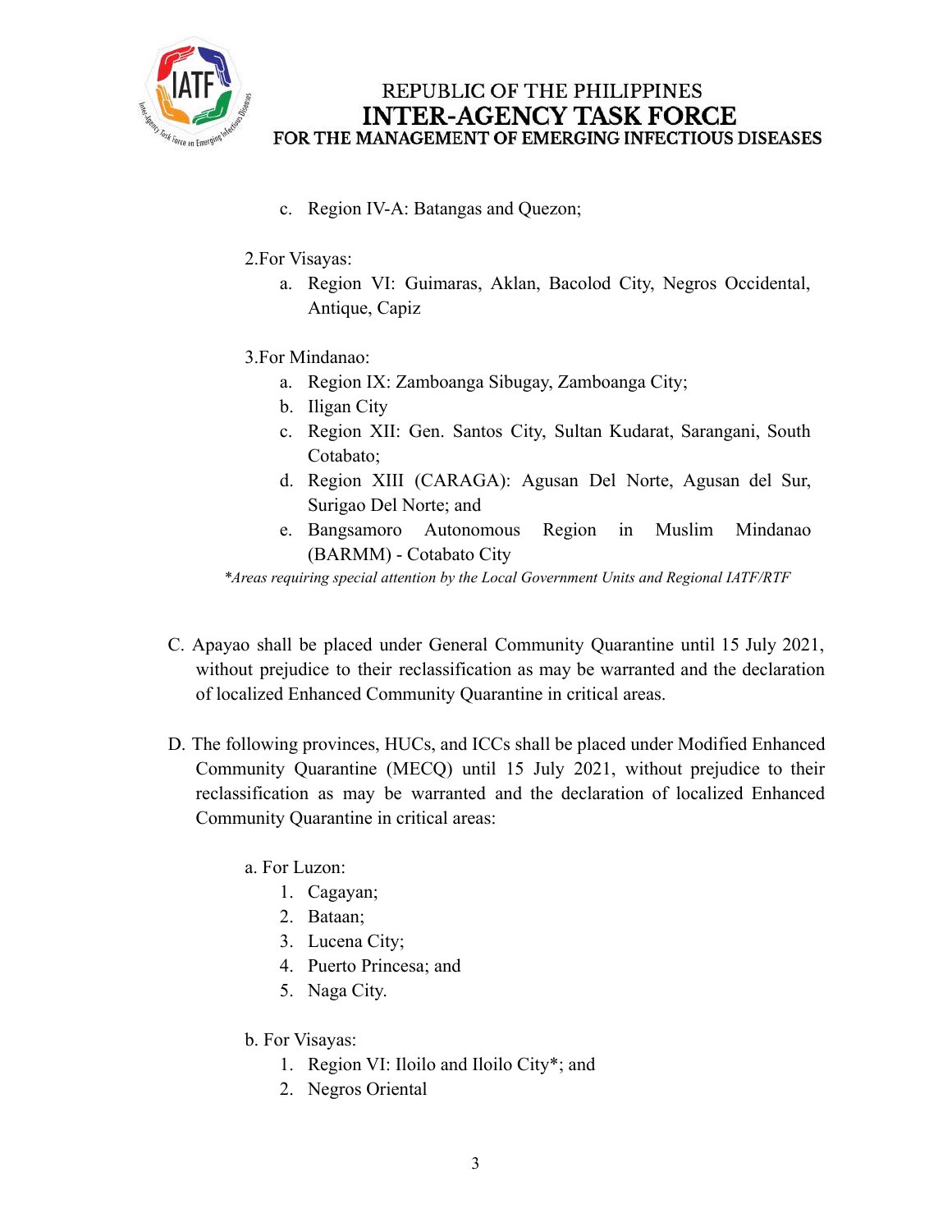c. Region IV-A: Batangas and Quezon;

2.For Visayas:

a. Region VI: Guimaras, Aklan, Bacolod City, Negros Occidental, Antique, Capiz

3.For Mindanao:

a. Region IX: Zamboanga Sibugay, Zamboanga City;
b. Iligan City
c. Region XII: Gen. Santos City, Sultan Kudarat, Sarangani, South Cotabato;
d. Region XIII (CARAGA): Agusan Del Norte, Agusan del Sur, Surigao Del Norte; and
e. Bangsamoro Autonomous Region in Muslim Mindanao (BARMM) - Cotabato City

*\*Areas requiring special attention by the Local Government Units and Regional IATF/RTF*

C. Apayao shall be placed under General Community Quarantine until 15 July 2021, without prejudice to their reclassification as may be warranted and the declaration of localized Enhanced Community Quarantine in critical areas.

D. The following provinces, HUCs, and ICCs shall be placed under Modified Enhanced Community Quarantine (MECQ) until 15 July 2021, without prejudice to their reclassification as may be warranted and the declaration of localized Enhanced Community Quarantine in critical areas:

a. For Luzon:

1. Cagayan;
2. Bataan;
3. Lucena City;
4. Puerto Princesa; and
5. Naga City.

b. For Visayas:

1. Region VI: Iloilo and Iloilo City*; and
2. Negros Oriental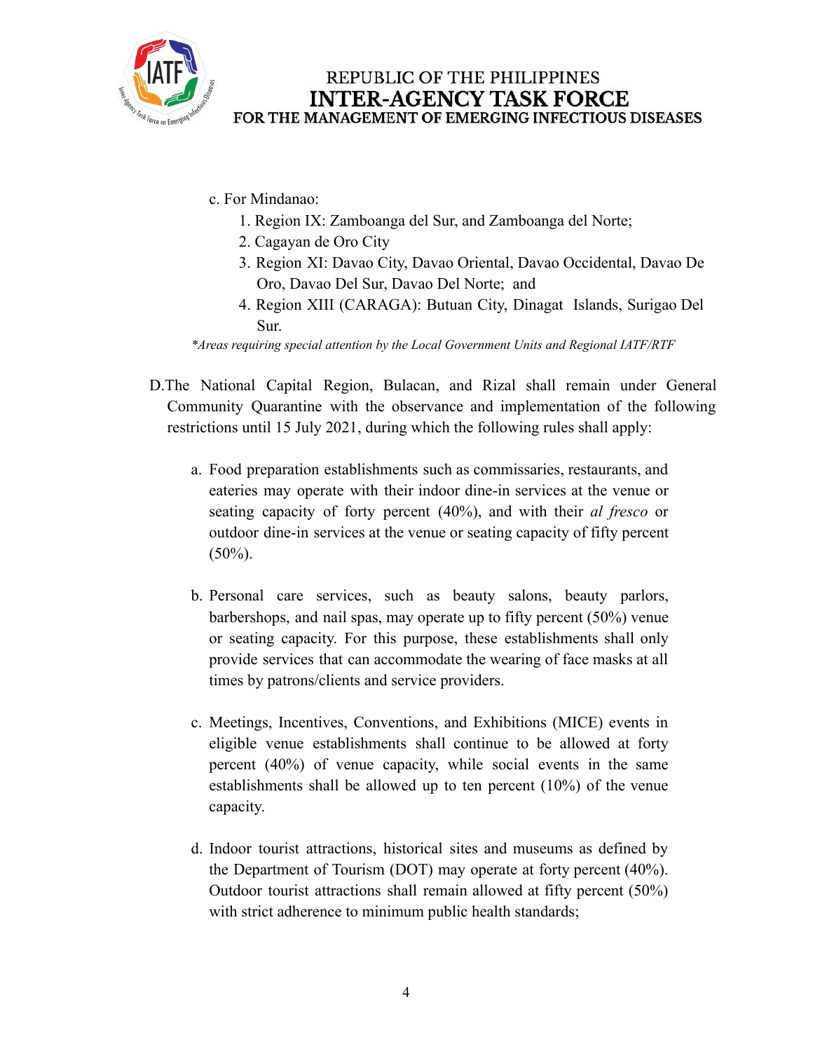c. For Mindanao:

1. Region IX: Zamboanga del Sur, and Zamboanga del Norte;
2. Cagayan de Oro City
3. Region XI: Davao City, Davao Oriental, Davao Occidental, Davao De Oro, Davao Del Sur, Davao Del Norte; and
4. Region XIII (CARAGA): Butuan City, Dinagat Islands, Surigao Del Sur.

*\*Areas requiring special attention by the Local Government Units and Regional IATF/RTF*

D. The National Capital Region, Bulacan, and Rizal shall remain under General Community Quarantine with the observance and implementation of the following restrictions until 15 July 2021, during which the following rules shall apply:

a. Food preparation establishments such as commissaries, restaurants, and eateries may operate with their indoor dine-in services at the venue or seating capacity of forty percent (40%), and with their *al fresco* or outdoor dine-in services at the venue or seating capacity of fifty percent (50%).

b. Personal care services, such as beauty salons, beauty parlors, barbershops, and nail spas, may operate up to fifty percent (50%) venue or seating capacity. For this purpose, these establishments shall only provide services that can accommodate the wearing of face masks at all times by patrons/clients and service providers.

c. Meetings, Incentives, Conventions, and Exhibitions (MICE) events in eligible venue establishments shall continue to be allowed at forty percent (40%) of venue capacity, while social events in the same establishments shall be allowed up to ten percent (10%) of the venue capacity.

d. Indoor tourist attractions, historical sites and museums as defined by the Department of Tourism (DOT) may operate at forty percent (40%). Outdoor tourist attractions shall remain allowed at fifty percent (50%) with strict adherence to minimum public health standards;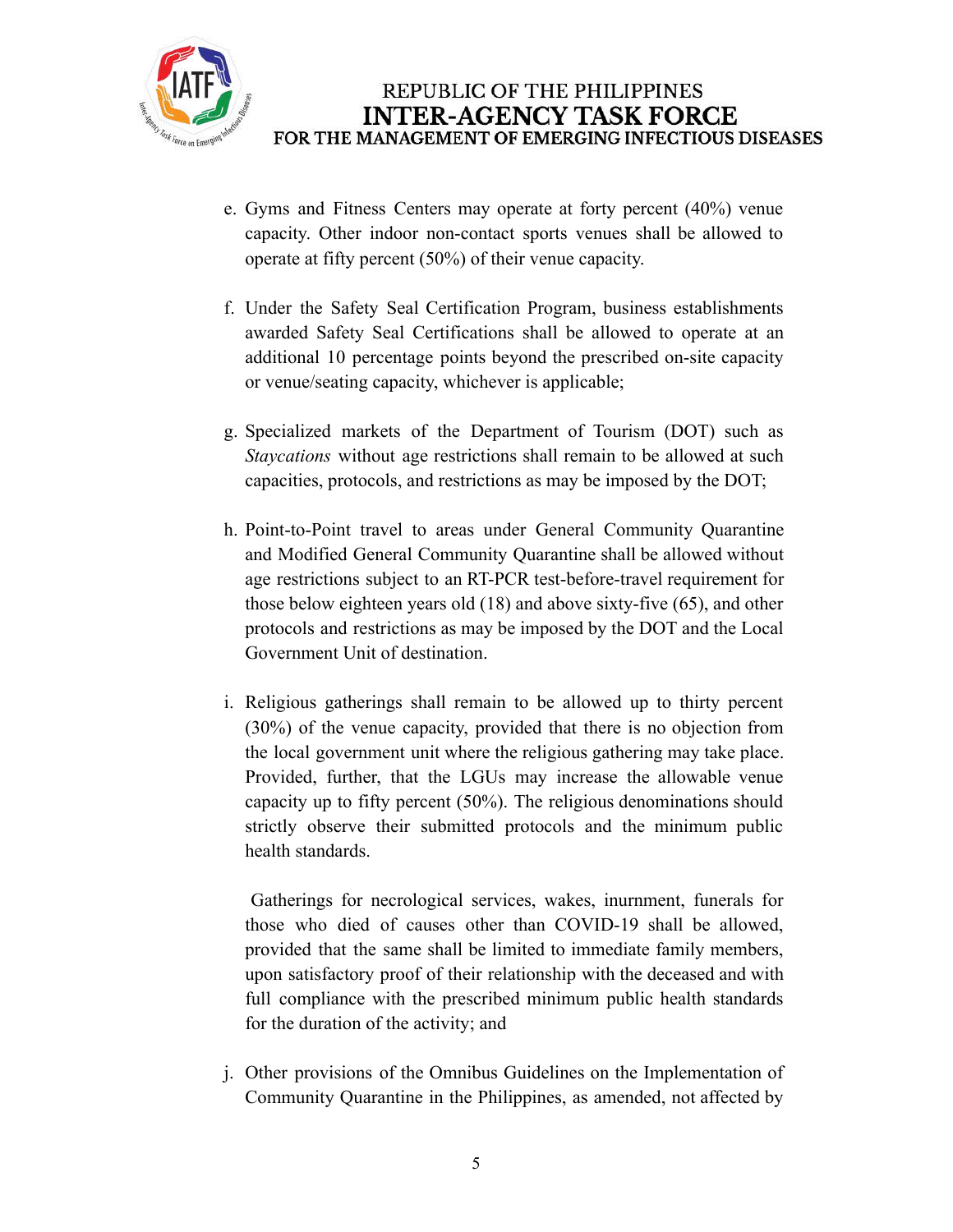e. Gyms and Fitness Centers may operate at forty percent (40%) venue capacity. Other indoor non-contact sports venues shall be allowed to operate at fifty percent (50%) of their venue capacity.

f. Under the Safety Seal Certification Program, business establishments awarded Safety Seal Certifications shall be allowed to operate at an additional 10 percentage points beyond the prescribed on-site capacity or venue/seating capacity, whichever is applicable;

g. Specialized markets of the Department of Tourism (DOT) such as *Staycations* without age restrictions shall remain to be allowed at such capacities, protocols, and restrictions as may be imposed by the DOT;

h. Point-to-Point travel to areas under General Community Quarantine and Modified General Community Quarantine shall be allowed without age restrictions subject to an RT-PCR test-before-travel requirement for those below eighteen years old (18) and above sixty-five (65), and other protocols and restrictions as may be imposed by the DOT and the Local Government Unit of destination.

i. Religious gatherings shall remain to be allowed up to thirty percent (30%) of the venue capacity, provided that there is no objection from the local government unit where the religious gathering may take place. Provided, further, that the LGUs may increase the allowable venue capacity up to fifty percent (50%). The religious denominations should strictly observe their submitted protocols and the minimum public health standards.

   Gatherings for necrological services, wakes, inurnment, funerals for those who died of causes other than COVID-19 shall be allowed, provided that the same shall be limited to immediate family members, upon satisfactory proof of their relationship with the deceased and with full compliance with the prescribed minimum public health standards for the duration of the activity; and

j. Other provisions of the Omnibus Guidelines on the Implementation of Community Quarantine in the Philippines, as amended, not affected by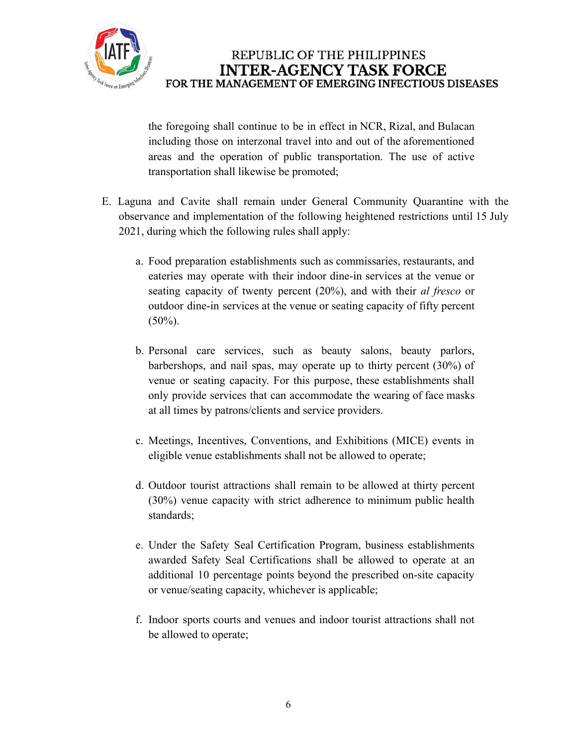the foregoing shall continue to be in effect in NCR, Rizal, and Bulacan including those on interzonal travel into and out of the aforementioned areas and the operation of public transportation. The use of active transportation shall likewise be promoted;

E. Laguna and Cavite shall remain under General Community Quarantine with the observance and implementation of the following heightened restrictions until 15 July 2021, during which the following rules shall apply:

   a. Food preparation establishments such as commissaries, restaurants, and eateries may operate with their indoor dine-in services at the venue or seating capacity of twenty percent (20%), and with their *al fresco* or outdoor dine-in services at the venue or seating capacity of fifty percent (50%).

   b. Personal care services, such as beauty salons, beauty parlors, barbershops, and nail spas, may operate up to thirty percent (30%) of venue or seating capacity. For this purpose, these establishments shall only provide services that can accommodate the wearing of face masks at all times by patrons/clients and service providers.

   c. Meetings, Incentives, Conventions, and Exhibitions (MICE) events in eligible venue establishments shall not be allowed to operate;

   d. Outdoor tourist attractions shall remain to be allowed at thirty percent (30%) venue capacity with strict adherence to minimum public health standards;

   e. Under the Safety Seal Certification Program, business establishments awarded Safety Seal Certifications shall be allowed to operate at an additional 10 percentage points beyond the prescribed on-site capacity or venue/seating capacity, whichever is applicable;

   f. Indoor sports courts and venues and indoor tourist attractions shall not be allowed to operate;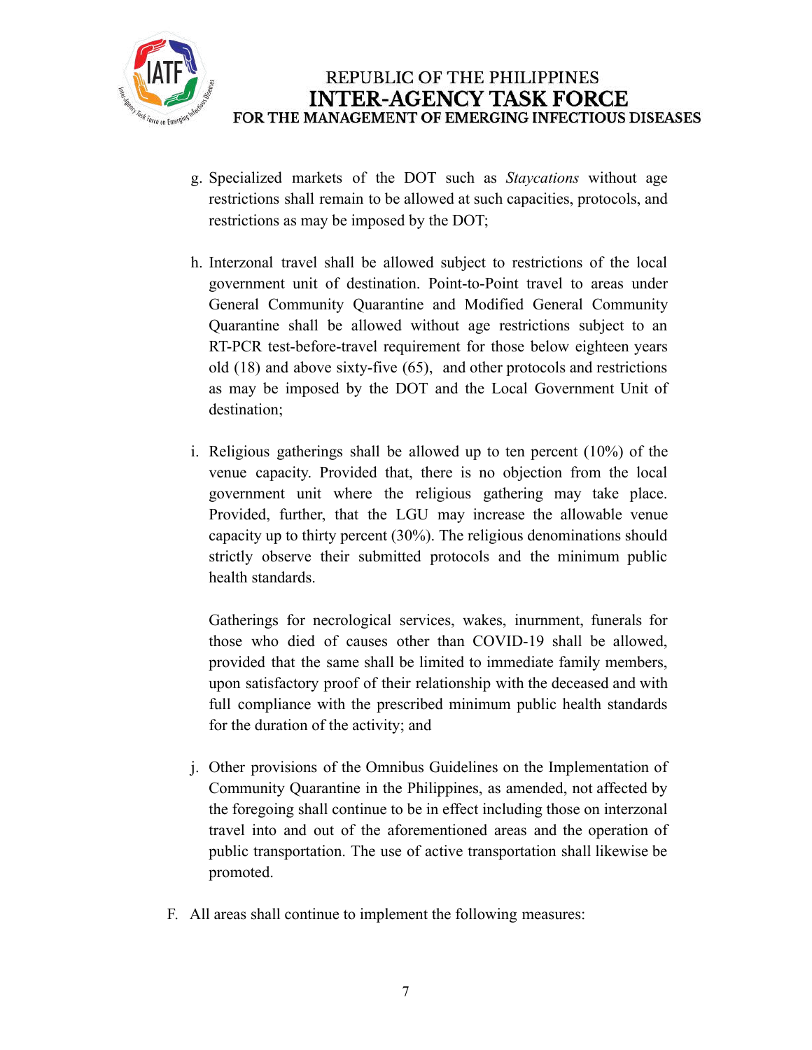g. Specialized markets of the DOT such as *Staycations* without age restrictions shall remain to be allowed at such capacities, protocols, and restrictions as may be imposed by the DOT;

h. Interzonal travel shall be allowed subject to restrictions of the local government unit of destination. Point-to-Point travel to areas under General Community Quarantine and Modified General Community Quarantine shall be allowed without age restrictions subject to an RT-PCR test-before-travel requirement for those below eighteen years old (18) and above sixty-five (65), and other protocols and restrictions as may be imposed by the DOT and the Local Government Unit of destination;

i. Religious gatherings shall be allowed up to ten percent (10%) of the venue capacity. Provided that, there is no objection from the local government unit where the religious gathering may take place. Provided, further, that the LGU may increase the allowable venue capacity up to thirty percent (30%). The religious denominations should strictly observe their submitted protocols and the minimum public health standards.

   Gatherings for necrological services, wakes, inurnment, funerals for those who died of causes other than COVID-19 shall be allowed, provided that the same shall be limited to immediate family members, upon satisfactory proof of their relationship with the deceased and with full compliance with the prescribed minimum public health standards for the duration of the activity; and

j. Other provisions of the Omnibus Guidelines on the Implementation of Community Quarantine in the Philippines, as amended, not affected by the foregoing shall continue to be in effect including those on interzonal travel into and out of the aforementioned areas and the operation of public transportation. The use of active transportation shall likewise be promoted.

F. All areas shall continue to implement the following measures: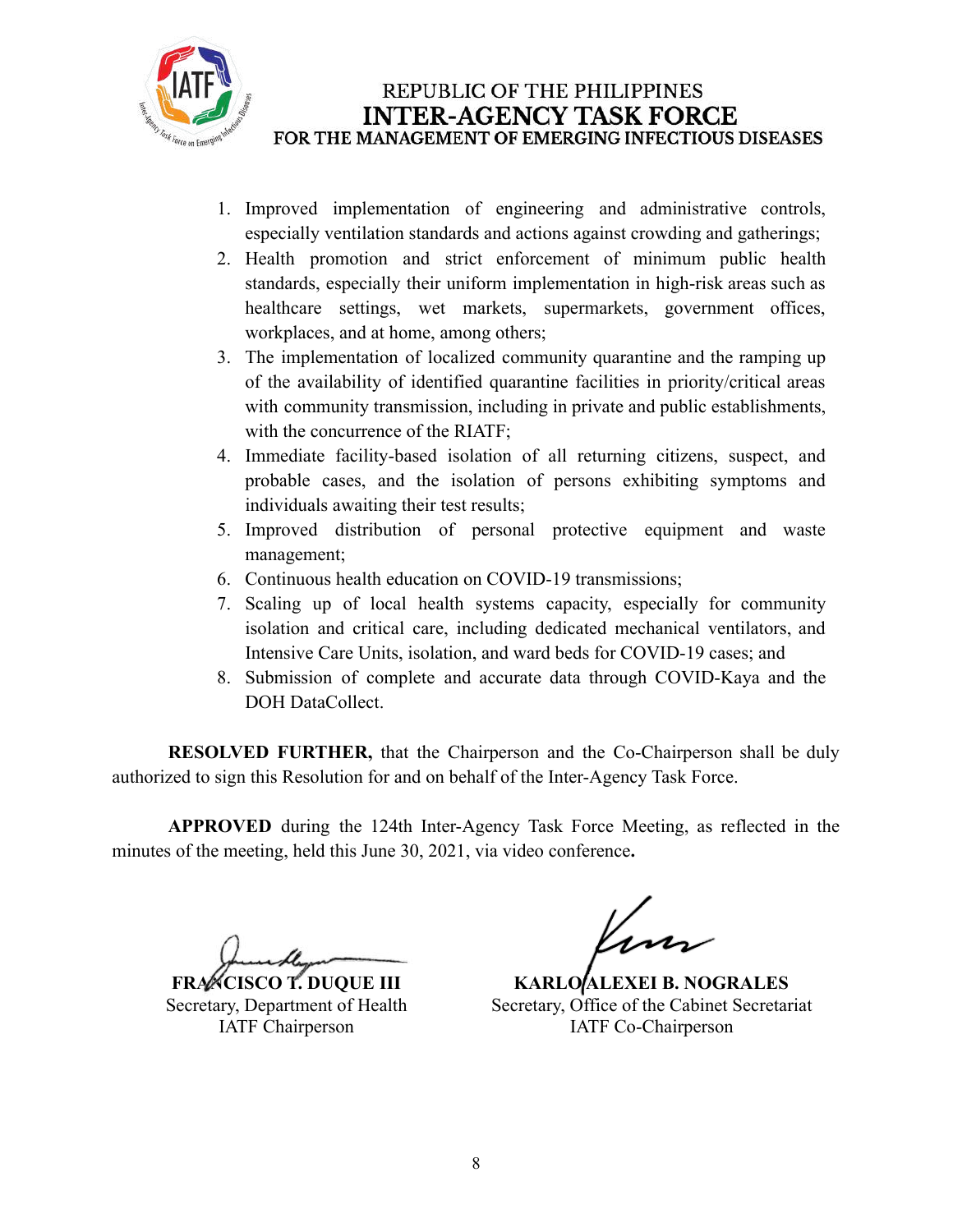1. Improved implementation of engineering and administrative controls, especially ventilation standards and actions against crowding and gatherings;
2. Health promotion and strict enforcement of minimum public health standards, especially their uniform implementation in high-risk areas such as healthcare settings, wet markets, supermarkets, government offices, workplaces, and at home, among others;
3. The implementation of localized community quarantine and the ramping up of the availability of identified quarantine facilities in priority/critical areas with community transmission, including in private and public establishments, with the concurrence of the RIATF;
4. Immediate facility-based isolation of all returning citizens, suspect, and probable cases, and the isolation of persons exhibiting symptoms and individuals awaiting their test results;
5. Improved distribution of personal protective equipment and waste management;
6. Continuous health education on COVID-19 transmissions;
7. Scaling up of local health systems capacity, especially for community isolation and critical care, including dedicated mechanical ventilators, and Intensive Care Units, isolation, and ward beds for COVID-19 cases; and
8. Submission of complete and accurate data through COVID-Kaya and the DOH DataCollect.

**RESOLVED FURTHER,** that the Chairperson and the Co-Chairperson shall be duly authorized to sign this Resolution for and on behalf of the Inter-Agency Task Force.

**APPROVED** during the 124th Inter-Agency Task Force Meeting, as reflected in the minutes of the meeting, held this June 30, 2021, via video conference**.**

**FRANCISCO T. DUQUE III**
Secretary, Department of Health
IATF Chairperson

**KARLO ALEXEI B. NOGRALES**
Secretary, Office of the Cabinet Secretariat
IATF Co-Chairperson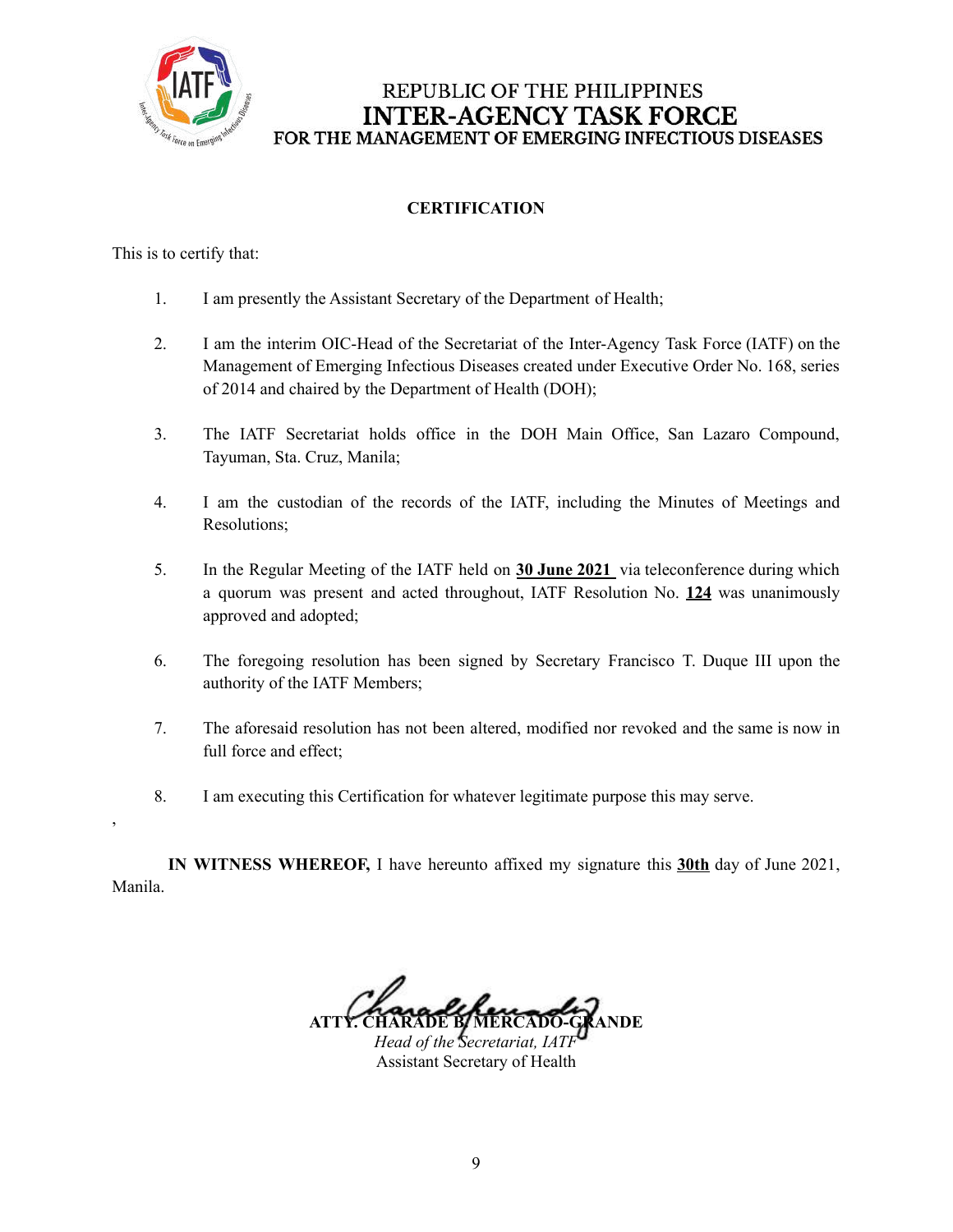REPUBLIC OF THE PHILIPPINES
**INTER-AGENCY TASK FORCE**
FOR THE MANAGEMENT OF EMERGING INFECTIOUS DISEASES

**CERTIFICATION**

This is to certify that:

1. I am presently the Assistant Secretary of the Department of Health;

2. I am the interim OIC-Head of the Secretariat of the Inter-Agency Task Force (IATF) on the Management of Emerging Infectious Diseases created under Executive Order No. 168, series of 2014 and chaired by the Department of Health (DOH);

3. The IATF Secretariat holds office in the DOH Main Office, San Lazaro Compound, Tayuman, Sta. Cruz, Manila;

4. I am the custodian of the records of the IATF, including the Minutes of Meetings and Resolutions;

5. In the Regular Meeting of the IATF held on **30 June 2021** via teleconference during which a quorum was present and acted throughout, IATF Resolution No. **124** was unanimously approved and adopted;

6. The foregoing resolution has been signed by Secretary Francisco T. Duque III upon the authority of the IATF Members;

7. The aforesaid resolution has not been altered, modified nor revoked and the same is now in full force and effect;

8. I am executing this Certification for whatever legitimate purpose this may serve.

**IN WITNESS WHEREOF,** I have hereunto affixed my signature this **30th** day of June 2021, Manila.

**ATTY. CHARADE B. MERCADO-GRANDE**
*Head of the Secretariat, IATF*
Assistant Secretary of Health